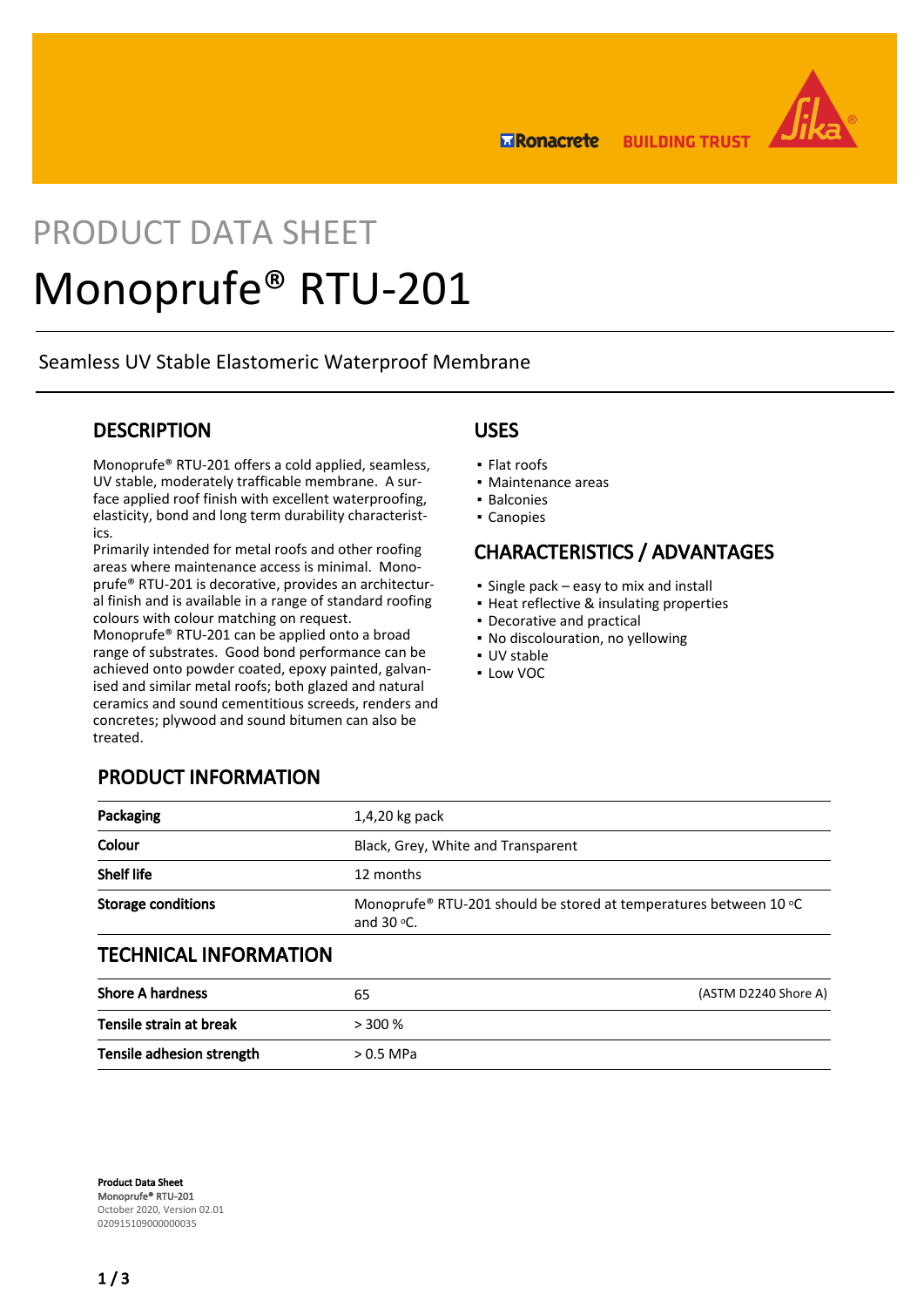PRODUCT DATA SHEET

# Monoprufe® RTU-201

Seamless UV Stable Elastomeric Waterproof Membrane

## DESCRIPTION

Monoprufe® RTU-201 offers a cold applied, seamless, UV stable, moderately trafficable membrane. A surface applied roof finish with excellent waterproofing, elasticity, bond and long term durability characteristics.
Primarily intended for metal roofs and other roofing areas where maintenance access is minimal. Monoprufe® RTU-201 is decorative, provides an architectural finish and is available in a range of standard roofing colours with colour matching on request.
Monoprufe® RTU-201 can be applied onto a broad range of substrates. Good bond performance can be achieved onto powder coated, epoxy painted, galvanised and similar metal roofs; both glazed and natural ceramics and sound cementitious screeds, renders and concretes; plywood and sound bitumen can also be treated.

## USES

- Flat roofs
- Maintenance areas
- Balconies
- Canopies

## CHARACTERISTICS / ADVANTAGES

- Single pack – easy to mix and install
- Heat reflective & insulating properties
- Decorative and practical
- No discolouration, no yellowing
- UV stable
- Low VOC

## PRODUCT INFORMATION

| | |
|---|---|
| **Packaging** | 1,4,20 kg pack |
| **Colour** | Black, Grey, White and Transparent |
| **Shelf life** | 12 months |
| **Storage conditions** | Monoprufe® RTU-201 should be stored at temperatures between 10 °C and 30 °C. |

## TECHNICAL INFORMATION

| | | |
|---|---|---|
| **Shore A hardness** | 65 | (ASTM D2240 Shore A) |
| **Tensile strain at break** | > 300 % | |
| **Tensile adhesion strength** | > 0.5 MPa | |

**Product Data Sheet**
**Monoprufe® RTU-201**
October 2020, Version 02.01
020915109000000035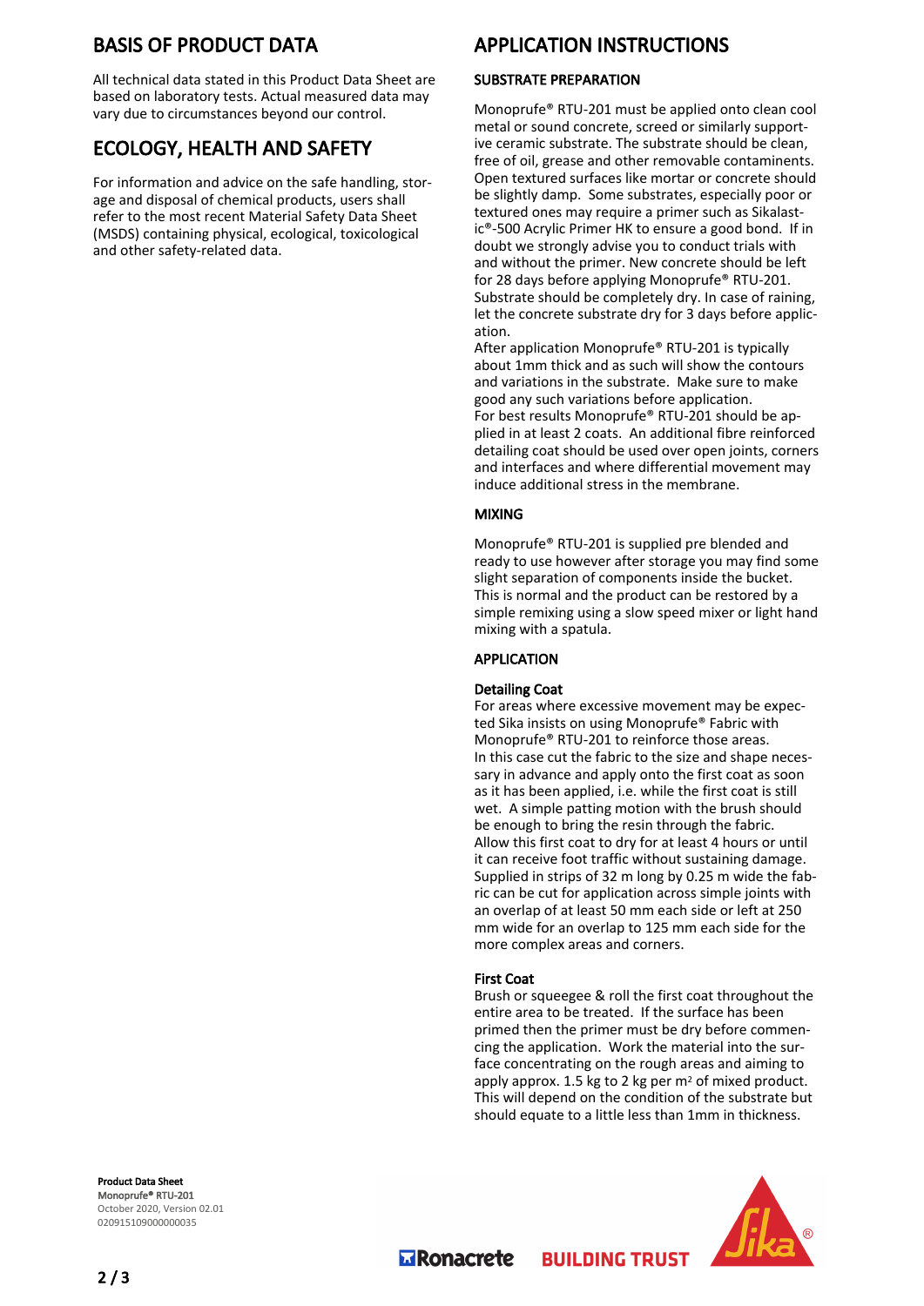## BASIS OF PRODUCT DATA

All technical data stated in this Product Data Sheet are based on laboratory tests. Actual measured data may vary due to circumstances beyond our control.

## ECOLOGY, HEALTH AND SAFETY

For information and advice on the safe handling, storage and disposal of chemical products, users shall refer to the most recent Material Safety Data Sheet (MSDS) containing physical, ecological, toxicological and other safety-related data.

## APPLICATION INSTRUCTIONS

### SUBSTRATE PREPARATION

Monoprufe® RTU-201 must be applied onto clean cool metal or sound concrete, screed or similarly supportive ceramic substrate. The substrate should be clean, free of oil, grease and other removable contaminents. Open textured surfaces like mortar or concrete should be slightly damp. Some substrates, especially poor or textured ones may require a primer such as Sikalastic®-500 Acrylic Primer HK to ensure a good bond. If in doubt we strongly advise you to conduct trials with and without the primer. New concrete should be left for 28 days before applying Monoprufe® RTU-201. Substrate should be completely dry. In case of raining, let the concrete substrate dry for 3 days before application.
After application Monoprufe® RTU-201 is typically about 1mm thick and as such will show the contours and variations in the substrate. Make sure to make good any such variations before application.
For best results Monoprufe® RTU-201 should be applied in at least 2 coats. An additional fibre reinforced detailing coat should be used over open joints, corners and interfaces and where differential movement may induce additional stress in the membrane.

### MIXING

Monoprufe® RTU-201 is supplied pre blended and ready to use however after storage you may find some slight separation of components inside the bucket. This is normal and the product can be restored by a simple remixing using a slow speed mixer or light hand mixing with a spatula.

### APPLICATION

**Detailing Coat**
For areas where excessive movement may be expected Sika insists on using Monoprufe® Fabric with Monoprufe® RTU-201 to reinforce those areas.
In this case cut the fabric to the size and shape necessary in advance and apply onto the first coat as soon as it has been applied, i.e. while the first coat is still wet. A simple patting motion with the brush should be enough to bring the resin through the fabric.
Allow this first coat to dry for at least 4 hours or until it can receive foot traffic without sustaining damage.
Supplied in strips of 32 m long by 0.25 m wide the fabric can be cut for application across simple joints with an overlap of at least 50 mm each side or left at 250 mm wide for an overlap to 125 mm each side for the more complex areas and corners.

**First Coat**
Brush or squeegee & roll the first coat throughout the entire area to be treated. If the surface has been primed then the primer must be dry before commencing the application. Work the material into the surface concentrating on the rough areas and aiming to apply approx. 1.5 kg to 2 kg per m² of mixed product. This will depend on the condition of the substrate but should equate to a little less than 1mm in thickness.

**Product Data Sheet**
**Monoprufe® RTU-201**
October 2020, Version 02.01
020915109000000035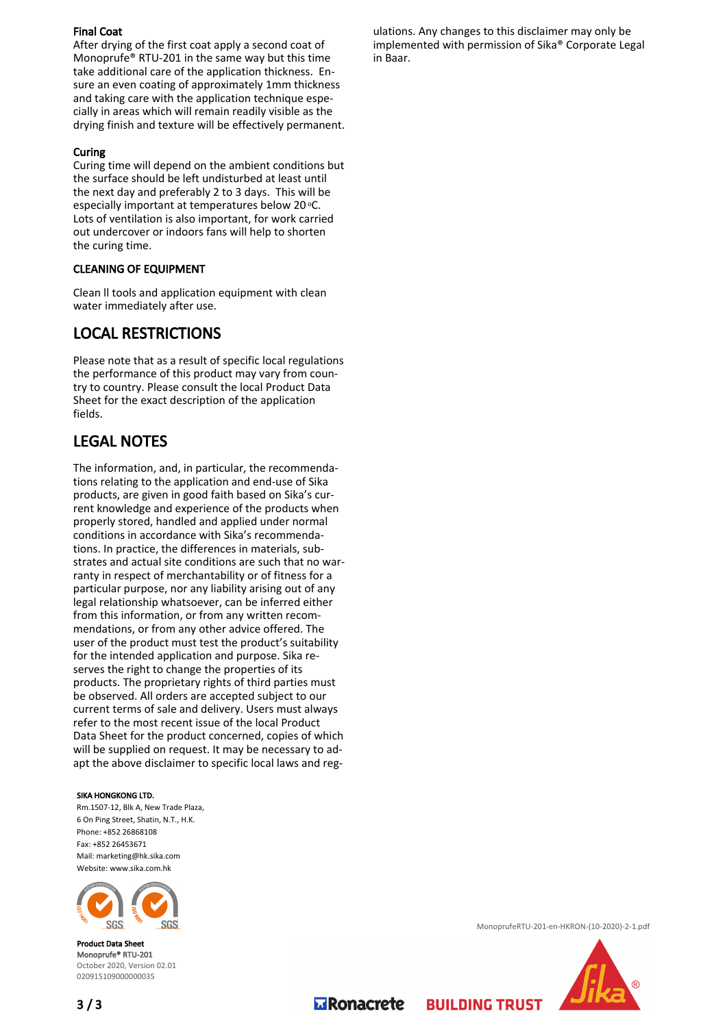### Final Coat

After drying of the first coat apply a second coat of Monoprufe® RTU-201 in the same way but this time take additional care of the application thickness. Ensure an even coating of approximately 1mm thickness and taking care with the application technique especially in areas which will remain readily visible as the drying finish and texture will be effectively permanent.

### Curing

Curing time will depend on the ambient conditions but the surface should be left undisturbed at least until the next day and preferably 2 to 3 days. This will be especially important at temperatures below 20 ◦C. Lots of ventilation is also important, for work carried out undercover or indoors fans will help to shorten the curing time.

### CLEANING OF EQUIPMENT

Clean ll tools and application equipment with clean water immediately after use.

## LOCAL RESTRICTIONS

Please note that as a result of specific local regulations the performance of this product may vary from country to country. Please consult the local Product Data Sheet for the exact description of the application fields.

## LEGAL NOTES

The information, and, in particular, the recommendations relating to the application and end-use of Sika products, are given in good faith based on Sika's current knowledge and experience of the products when properly stored, handled and applied under normal conditions in accordance with Sika's recommendations. In practice, the differences in materials, substrates and actual site conditions are such that no warranty in respect of merchantability or of fitness for a particular purpose, nor any liability arising out of any legal relationship whatsoever, can be inferred either from this information, or from any written recommendations, or from any other advice offered. The user of the product must test the product's suitability for the intended application and purpose. Sika reserves the right to change the properties of its products. The proprietary rights of third parties must be observed. All orders are accepted subject to our current terms of sale and delivery. Users must always refer to the most recent issue of the local Product Data Sheet for the product concerned, copies of which will be supplied on request. It may be necessary to adapt the above disclaimer to specific local laws and regulations. Any changes to this disclaimer may only be implemented with permission of Sika® Corporate Legal in Baar.

**SIKA HONGKONG LTD.**
Rm.1507-12, Blk A, New Trade Plaza,
6 On Ping Street, Shatin, N.T., H.K.
Phone: +852 26868108
Fax: +852 26453671
Mail: marketing@hk.sika.com
Website: www.sika.com.hk

**Product Data Sheet**
**Monoprufe® RTU-201**
October 2020, Version 02.01
020915109000000035

MonoprufeRTU-201-en-HKRON-(10-2020)-2-1.pdf